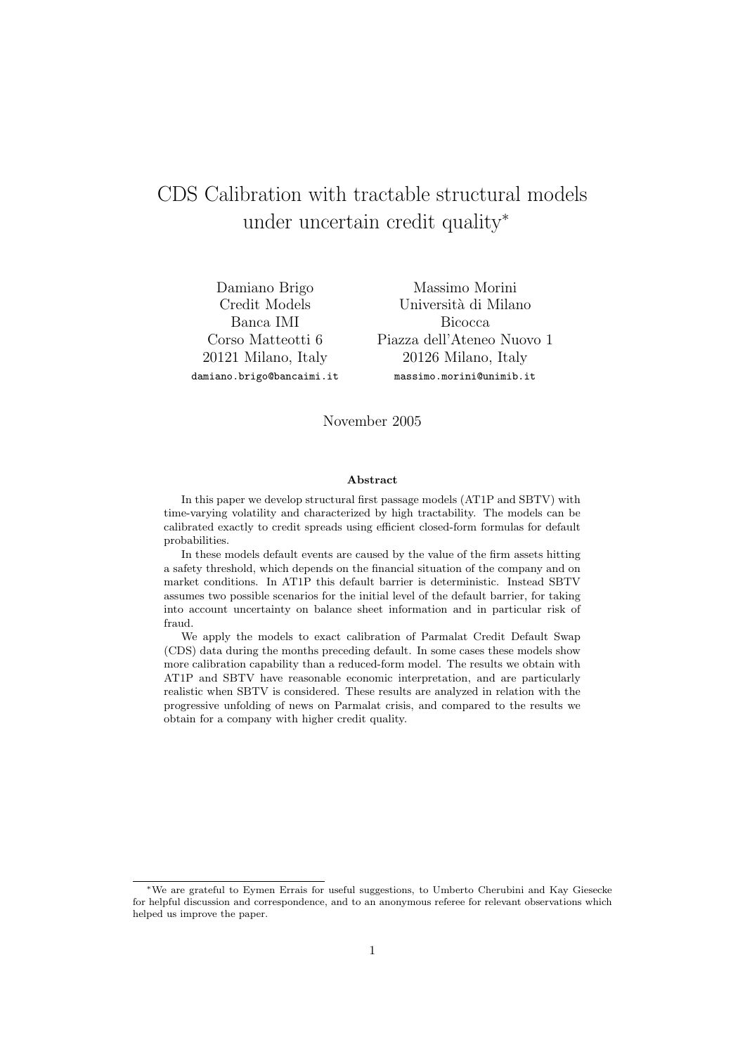# CDS Calibration with tractable structural models under uncertain credit quality*

Damiano Brigo
Credit Models
Banca IMI
Corso Matteotti 6
20121 Milano, Italy
damiano.brigo@bancaimi.it

Massimo Morini
Università di Milano
Bicocca
Piazza dell'Ateneo Nuovo 1
20126 Milano, Italy
massimo.morini@unimib.it

November 2005

**Abstract**

In this paper we develop structural first passage models (AT1P and SBTV) with time-varying volatility and characterized by high tractability. The models can be calibrated exactly to credit spreads using efficient closed-form formulas for default probabilities.

In these models default events are caused by the value of the firm assets hitting a safety threshold, which depends on the financial situation of the company and on market conditions. In AT1P this default barrier is deterministic. Instead SBTV assumes two possible scenarios for the initial level of the default barrier, for taking into account uncertainty on balance sheet information and in particular risk of fraud.

We apply the models to exact calibration of Parmalat Credit Default Swap (CDS) data during the months preceding default. In some cases these models show more calibration capability than a reduced-form model. The results we obtain with AT1P and SBTV have reasonable economic interpretation, and are particularly realistic when SBTV is considered. These results are analyzed in relation with the progressive unfolding of news on Parmalat crisis, and compared to the results we obtain for a company with higher credit quality.

*We are grateful to Eymen Errais for useful suggestions, to Umberto Cherubini and Kay Giesecke for helpful discussion and correspondence, and to an anonymous referee for relevant observations which helped us improve the paper.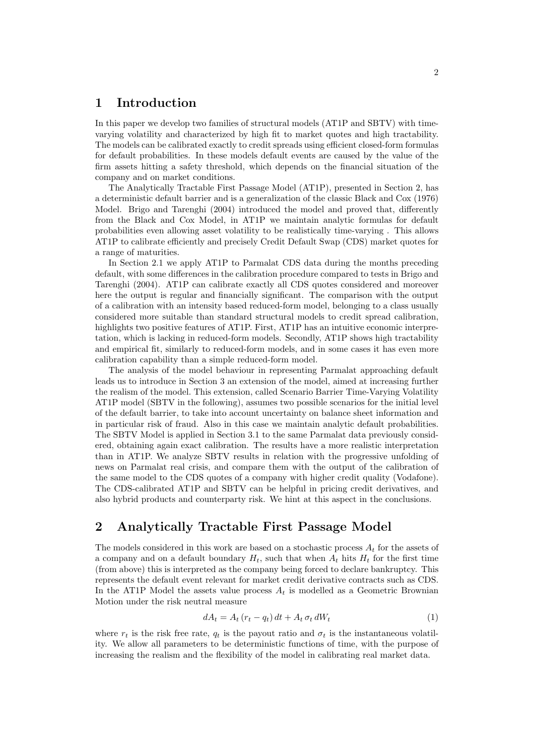# 1 Introduction

In this paper we develop two families of structural models (AT1P and SBTV) with time-varying volatility and characterized by high fit to market quotes and high tractability. The models can be calibrated exactly to credit spreads using efficient closed-form formulas for default probabilities. In these models default events are caused by the value of the firm assets hitting a safety threshold, which depends on the financial situation of the company and on market conditions.

The Analytically Tractable First Passage Model (AT1P), presented in Section 2, has a deterministic default barrier and is a generalization of the classic Black and Cox (1976) Model. Brigo and Tarenghi (2004) introduced the model and proved that, differently from the Black and Cox Model, in AT1P we maintain analytic formulas for default probabilities even allowing asset volatility to be realistically time-varying . This allows AT1P to calibrate efficiently and precisely Credit Default Swap (CDS) market quotes for a range of maturities.

In Section 2.1 we apply AT1P to Parmalat CDS data during the months preceding default, with some differences in the calibration procedure compared to tests in Brigo and Tarenghi (2004). AT1P can calibrate exactly all CDS quotes considered and moreover here the output is regular and financially significant. The comparison with the output of a calibration with an intensity based reduced-form model, belonging to a class usually considered more suitable than standard structural models to credit spread calibration, highlights two positive features of AT1P. First, AT1P has an intuitive economic interpretation, which is lacking in reduced-form models. Secondly, AT1P shows high tractability and empirical fit, similarly to reduced-form models, and in some cases it has even more calibration capability than a simple reduced-form model.

The analysis of the model behaviour in representing Parmalat approaching default leads us to introduce in Section 3 an extension of the model, aimed at increasing further the realism of the model. This extension, called Scenario Barrier Time-Varying Volatility AT1P model (SBTV in the following), assumes two possible scenarios for the initial level of the default barrier, to take into account uncertainty on balance sheet information and in particular risk of fraud. Also in this case we maintain analytic default probabilities. The SBTV Model is applied in Section 3.1 to the same Parmalat data previously considered, obtaining again exact calibration. The results have a more realistic interpretation than in AT1P. We analyze SBTV results in relation with the progressive unfolding of news on Parmalat real crisis, and compare them with the output of the calibration of the same model to the CDS quotes of a company with higher credit quality (Vodafone). The CDS-calibrated AT1P and SBTV can be helpful in pricing credit derivatives, and also hybrid products and counterparty risk. We hint at this aspect in the conclusions.

# 2 Analytically Tractable First Passage Model

The models considered in this work are based on a stochastic process $A_t$ for the assets of a company and on a default boundary $H_t$, such that when $A_t$ hits $H_t$ for the first time (from above) this is interpreted as the company being forced to declare bankruptcy. This represents the default event relevant for market credit derivative contracts such as CDS. In the AT1P Model the assets value process $A_t$ is modelled as a Geometric Brownian Motion under the risk neutral measure

$$dA_t = A_t\,(r_t - q_t)\,dt + A_t\,\sigma_t\,dW_t \tag{1}$$

where $r_t$ is the risk free rate, $q_t$ is the payout ratio and $\sigma_t$ is the instantaneous volatility. We allow all parameters to be deterministic functions of time, with the purpose of increasing the realism and the flexibility of the model in calibrating real market data.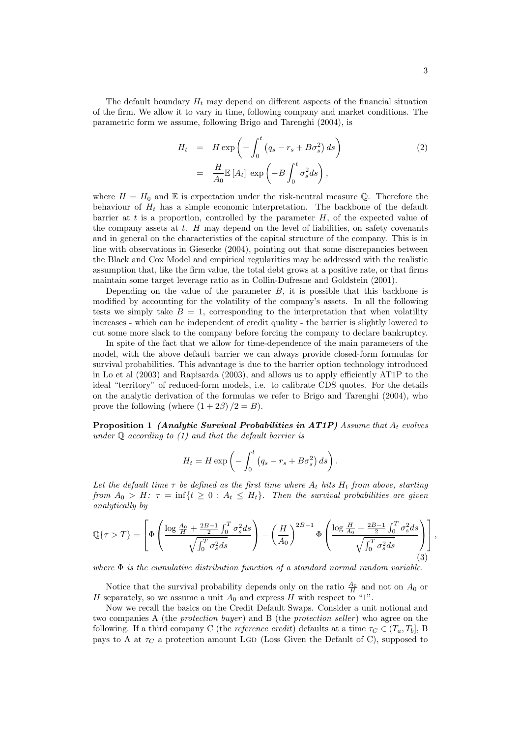The default boundary $H_t$ may depend on different aspects of the financial situation of the firm. We allow it to vary in time, following company and market conditions. The parametric form we assume, following Brigo and Tarenghi (2004), is

$$
\begin{aligned}
H_t &= H \exp\left(-\int_0^t \left(q_s - r_s + B\sigma_s^2\right) ds\right) \\
&= \frac{H}{A_0}\mathbb{E}\left[A_t\right] \exp\left(-B\int_0^t \sigma_s^2 ds\right),
\end{aligned}
\tag{2}
$$

where $H = H_0$ and $\mathbb{E}$ is expectation under the risk-neutral measure $\mathbb{Q}$. Therefore the behaviour of $H_t$ has a simple economic interpretation. The backbone of the default barrier at $t$ is a proportion, controlled by the parameter $H$, of the expected value of the company assets at $t$. $H$ may depend on the level of liabilities, on safety covenants and in general on the characteristics of the capital structure of the company. This is in line with observations in Giesecke (2004), pointing out that some discrepancies between the Black and Cox Model and empirical regularities may be addressed with the realistic assumption that, like the firm value, the total debt grows at a positive rate, or that firms maintain some target leverage ratio as in Collin-Dufresne and Goldstein (2001).

Depending on the value of the parameter $B$, it is possible that this backbone is modified by accounting for the volatility of the company's assets. In all the following tests we simply take $B = 1$, corresponding to the interpretation that when volatility increases - which can be independent of credit quality - the barrier is slightly lowered to cut some more slack to the company before forcing the company to declare bankruptcy.

In spite of the fact that we allow for time-dependence of the main parameters of the model, with the above default barrier we can always provide closed-form formulas for survival probabilities. This advantage is due to the barrier option technology introduced in Lo et al (2003) and Rapisarda (2003), and allows us to apply efficiently AT1P to the ideal "territory" of reduced-form models, i.e. to calibrate CDS quotes. For the details on the analytic derivation of the formulas we refer to Brigo and Tarenghi (2004), who prove the following (where $(1 + 2\beta)/2 = B$).

**Proposition 1** ***(Analytic Survival Probabilities in AT1P)*** *Assume that $A_t$ evolves under $\mathbb{Q}$ according to (1) and that the default barrier is*

$$
H_t = H \exp\left(-\int_0^t \left(q_s - r_s + B\sigma_s^2\right) ds\right).
$$

*Let the default time $\tau$ be defined as the first time where $A_t$ hits $H_t$ from above, starting from $A_0 > H$: $\tau = \inf\{t \geq 0 : A_t \leq H_t\}$. Then the survival probabilities are given analytically by*

$$
\mathbb{Q}\{\tau > T\} = \left[\Phi\left(\frac{\log\frac{A_0}{H} + \frac{2B-1}{2}\int_0^T \sigma_s^2 ds}{\sqrt{\int_0^T \sigma_s^2 ds}}\right) - \left(\frac{H}{A_0}\right)^{2B-1} \Phi\left(\frac{\log\frac{H}{A_0} + \frac{2B-1}{2}\int_0^T \sigma_s^2 ds}{\sqrt{\int_0^T \sigma_s^2 ds}}\right)\right],
\tag{3}
$$

*where $\Phi$ is the cumulative distribution function of a standard normal random variable.*

Notice that the survival probability depends only on the ratio $\frac{A_0}{H}$ and not on $A_0$ or $H$ separately, so we assume a unit $A_0$ and express $H$ with respect to "1".

Now we recall the basics on the Credit Default Swaps. Consider a unit notional and two companies A (the *protection buyer*) and B (the *protection seller*) who agree on the following. If a third company C (the *reference credit*) defaults at a time $\tau_C \in (T_a, T_b]$, B pays to A at $\tau_C$ a protection amount LGD (Loss Given the Default of C), supposed to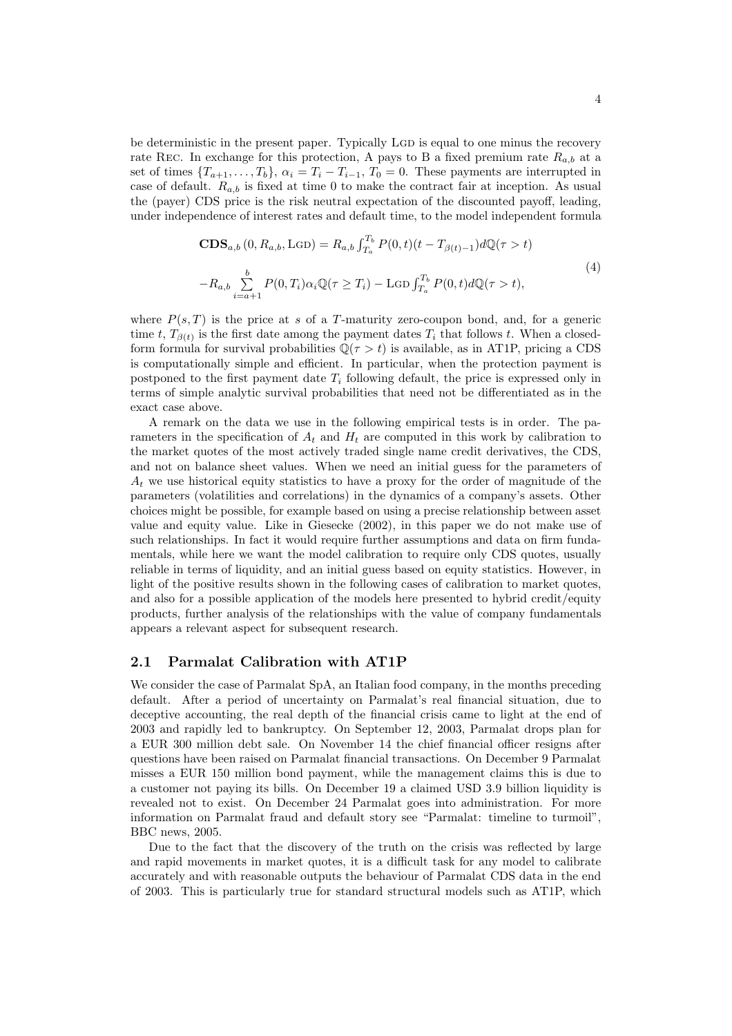be deterministic in the present paper. Typically LGD is equal to one minus the recovery rate REC. In exchange for this protection, A pays to B a fixed premium rate $R_{a,b}$ at a set of times $\{T_{a+1}, \ldots, T_b\}$, $\alpha_i = T_i - T_{i-1}$, $T_0 = 0$. These payments are interrupted in case of default. $R_{a,b}$ is fixed at time 0 to make the contract fair at inception. As usual the (payer) CDS price is the risk neutral expectation of the discounted payoff, leading, under independence of interest rates and default time, to the model independent formula

$$
\begin{aligned}
&\mathbf{CDS}_{a,b}\left(0, R_{a,b}, \text{LGD}\right) = R_{a,b} \int_{T_a}^{T_b} P(0,t)(t - T_{\beta(t)-1}) d\mathbb{Q}(\tau > t) \\
&- R_{a,b} \sum_{i=a+1}^{b} P(0,T_i)\alpha_i \mathbb{Q}(\tau \geq T_i) - \text{LGD} \int_{T_a}^{T_b} P(0,t) d\mathbb{Q}(\tau > t),
\end{aligned}
\tag{4}
$$

where $P(s,T)$ is the price at $s$ of a $T$-maturity zero-coupon bond, and, for a generic time $t$, $T_{\beta(t)}$ is the first date among the payment dates $T_i$ that follows $t$. When a closed-form formula for survival probabilities $\mathbb{Q}(\tau > t)$ is available, as in AT1P, pricing a CDS is computationally simple and efficient. In particular, when the protection payment is postponed to the first payment date $T_i$ following default, the price is expressed only in terms of simple analytic survival probabilities that need not be differentiated as in the exact case above.

A remark on the data we use in the following empirical tests is in order. The parameters in the specification of $A_t$ and $H_t$ are computed in this work by calibration to the market quotes of the most actively traded single name credit derivatives, the CDS, and not on balance sheet values. When we need an initial guess for the parameters of $A_t$ we use historical equity statistics to have a proxy for the order of magnitude of the parameters (volatilities and correlations) in the dynamics of a company's assets. Other choices might be possible, for example based on using a precise relationship between asset value and equity value. Like in Giesecke (2002), in this paper we do not make use of such relationships. In fact it would require further assumptions and data on firm fundamentals, while here we want the model calibration to require only CDS quotes, usually reliable in terms of liquidity, and an initial guess based on equity statistics. However, in light of the positive results shown in the following cases of calibration to market quotes, and also for a possible application of the models here presented to hybrid credit/equity products, further analysis of the relationships with the value of company fundamentals appears a relevant aspect for subsequent research.

## 2.1 Parmalat Calibration with AT1P

We consider the case of Parmalat SpA, an Italian food company, in the months preceding default. After a period of uncertainty on Parmalat's real financial situation, due to deceptive accounting, the real depth of the financial crisis came to light at the end of 2003 and rapidly led to bankruptcy. On September 12, 2003, Parmalat drops plan for a EUR 300 million debt sale. On November 14 the chief financial officer resigns after questions have been raised on Parmalat financial transactions. On December 9 Parmalat misses a EUR 150 million bond payment, while the management claims this is due to a customer not paying its bills. On December 19 a claimed USD 3.9 billion liquidity is revealed not to exist. On December 24 Parmalat goes into administration. For more information on Parmalat fraud and default story see "Parmalat: timeline to turmoil", BBC news, 2005.

Due to the fact that the discovery of the truth on the crisis was reflected by large and rapid movements in market quotes, it is a difficult task for any model to calibrate accurately and with reasonable outputs the behaviour of Parmalat CDS data in the end of 2003. This is particularly true for standard structural models such as AT1P, which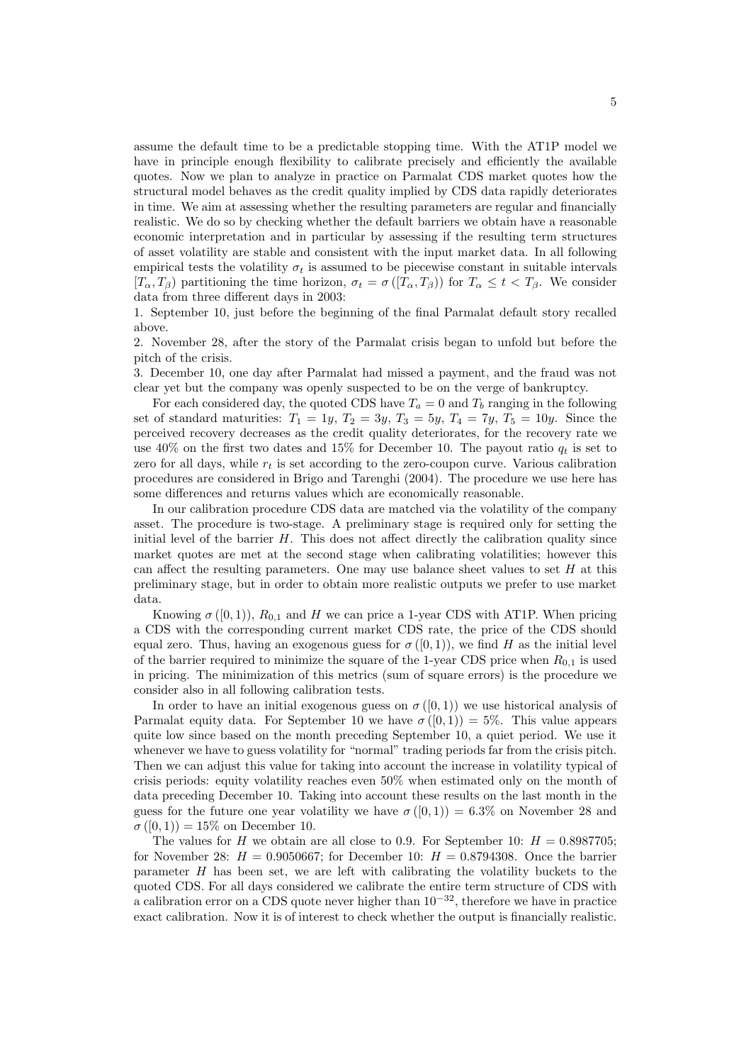assume the default time to be a predictable stopping time. With the AT1P model we have in principle enough flexibility to calibrate precisely and efficiently the available quotes. Now we plan to analyze in practice on Parmalat CDS market quotes how the structural model behaves as the credit quality implied by CDS data rapidly deteriorates in time. We aim at assessing whether the resulting parameters are regular and financially realistic. We do so by checking whether the default barriers we obtain have a reasonable economic interpretation and in particular by assessing if the resulting term structures of asset volatility are stable and consistent with the input market data. In all following empirical tests the volatility $\sigma_t$ is assumed to be piecewise constant in suitable intervals $[T_\alpha, T_\beta)$ partitioning the time horizon, $\sigma_t = \sigma([T_\alpha, T_\beta))$ for $T_\alpha \leq t < T_\beta$. We consider data from three different days in 2003:

1. September 10, just before the beginning of the final Parmalat default story recalled above.
2. November 28, after the story of the Parmalat crisis began to unfold but before the pitch of the crisis.
3. December 10, one day after Parmalat had missed a payment, and the fraud was not clear yet but the company was openly suspected to be on the verge of bankruptcy.

For each considered day, the quoted CDS have $T_a = 0$ and $T_b$ ranging in the following set of standard maturities: $T_1 = 1y$, $T_2 = 3y$, $T_3 = 5y$, $T_4 = 7y$, $T_5 = 10y$. Since the perceived recovery decreases as the credit quality deteriorates, for the recovery rate we use 40% on the first two dates and 15% for December 10. The payout ratio $q_t$ is set to zero for all days, while $r_t$ is set according to the zero-coupon curve. Various calibration procedures are considered in Brigo and Tarenghi (2004). The procedure we use here has some differences and returns values which are economically reasonable.

In our calibration procedure CDS data are matched via the volatility of the company asset. The procedure is two-stage. A preliminary stage is required only for setting the initial level of the barrier $H$. This does not affect directly the calibration quality since market quotes are met at the second stage when calibrating volatilities; however this can affect the resulting parameters. One may use balance sheet values to set $H$ at this preliminary stage, but in order to obtain more realistic outputs we prefer to use market data.

Knowing $\sigma([0,1))$, $R_{0,1}$ and $H$ we can price a 1-year CDS with AT1P. When pricing a CDS with the corresponding current market CDS rate, the price of the CDS should equal zero. Thus, having an exogenous guess for $\sigma([0,1))$, we find $H$ as the initial level of the barrier required to minimize the square of the 1-year CDS price when $R_{0,1}$ is used in pricing. The minimization of this metrics (sum of square errors) is the procedure we consider also in all following calibration tests.

In order to have an initial exogenous guess on $\sigma([0,1))$ we use historical analysis of Parmalat equity data. For September 10 we have $\sigma([0,1)) = 5\%$. This value appears quite low since based on the month preceding September 10, a quiet period. We use it whenever we have to guess volatility for "normal" trading periods far from the crisis pitch. Then we can adjust this value for taking into account the increase in volatility typical of crisis periods: equity volatility reaches even 50% when estimated only on the month of data preceding December 10. Taking into account these results on the last month in the guess for the future one year volatility we have $\sigma([0,1)) = 6.3\%$ on November 28 and $\sigma([0,1)) = 15\%$ on December 10.

The values for $H$ we obtain are all close to 0.9. For September 10: $H = 0.8987705$; for November 28: $H = 0.9050667$; for December 10: $H = 0.8794308$. Once the barrier parameter $H$ has been set, we are left with calibrating the volatility buckets to the quoted CDS. For all days considered we calibrate the entire term structure of CDS with a calibration error on a CDS quote never higher than $10^{-32}$, therefore we have in practice exact calibration. Now it is of interest to check whether the output is financially realistic.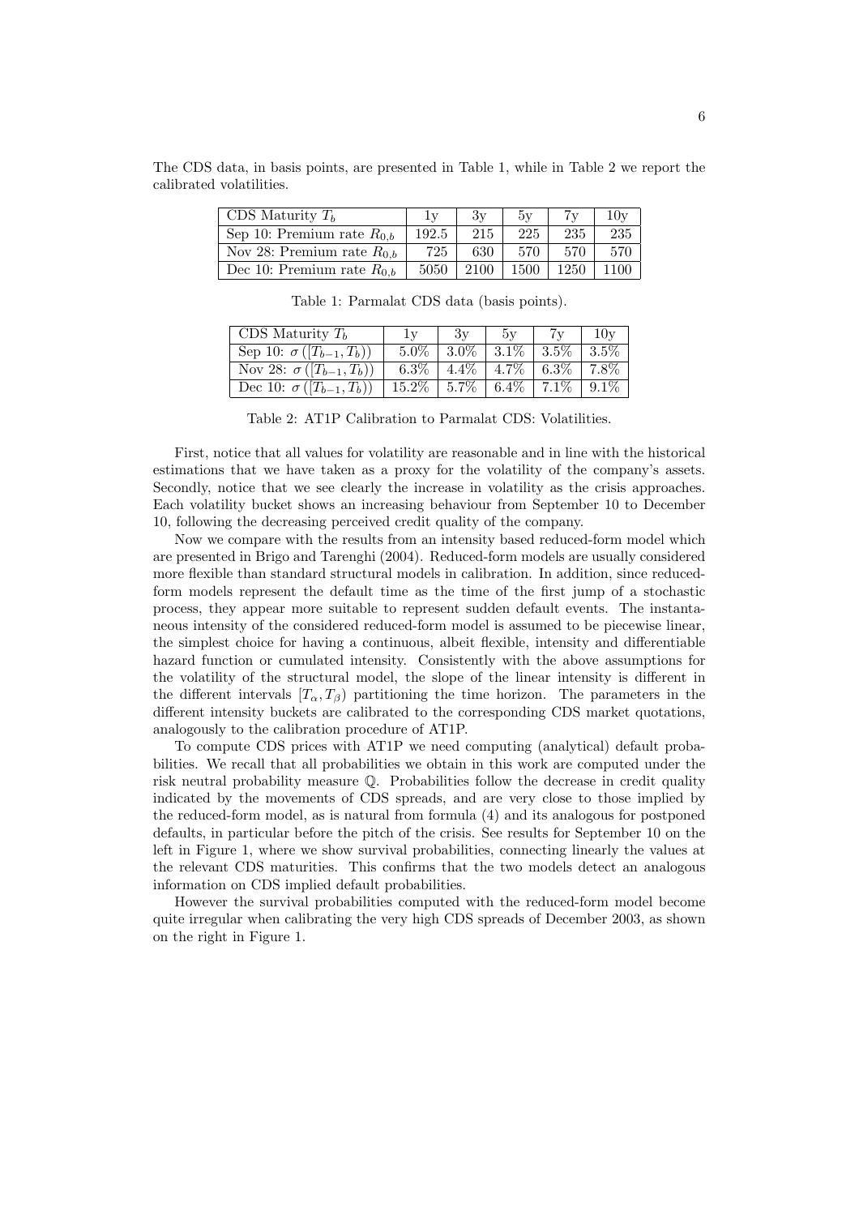The CDS data, in basis points, are presented in Table 1, while in Table 2 we report the calibrated volatilities.

| CDS Maturity $T_b$ | 1y | 3y | 5y | 7y | 10y |
|---|---|---|---|---|---|
| Sep 10: Premium rate $R_{0,b}$ | 192.5 | 215 | 225 | 235 | 235 |
| Nov 28: Premium rate $R_{0,b}$ | 725 | 630 | 570 | 570 | 570 |
| Dec 10: Premium rate $R_{0,b}$ | 5050 | 2100 | 1500 | 1250 | 1100 |

Table 1: Parmalat CDS data (basis points).

| CDS Maturity $T_b$ | 1y | 3y | 5y | 7y | 10y |
|---|---|---|---|---|---|
| Sep 10: $\sigma([T_{b-1}, T_b))$ | 5.0% | 3.0% | 3.1% | 3.5% | 3.5% |
| Nov 28: $\sigma([T_{b-1}, T_b))$ | 6.3% | 4.4% | 4.7% | 6.3% | 7.8% |
| Dec 10: $\sigma([T_{b-1}, T_b))$ | 15.2% | 5.7% | 6.4% | 7.1% | 9.1% |

Table 2: AT1P Calibration to Parmalat CDS: Volatilities.

First, notice that all values for volatility are reasonable and in line with the historical estimations that we have taken as a proxy for the volatility of the company's assets. Secondly, notice that we see clearly the increase in volatility as the crisis approaches. Each volatility bucket shows an increasing behaviour from September 10 to December 10, following the decreasing perceived credit quality of the company.

Now we compare with the results from an intensity based reduced-form model which are presented in Brigo and Tarenghi (2004). Reduced-form models are usually considered more flexible than standard structural models in calibration. In addition, since reduced-form models represent the default time as the time of the first jump of a stochastic process, they appear more suitable to represent sudden default events. The instantaneous intensity of the considered reduced-form model is assumed to be piecewise linear, the simplest choice for having a continuous, albeit flexible, intensity and differentiable hazard function or cumulated intensity. Consistently with the above assumptions for the volatility of the structural model, the slope of the linear intensity is different in the different intervals $[T_\alpha, T_\beta)$ partitioning the time horizon. The parameters in the different intensity buckets are calibrated to the corresponding CDS market quotations, analogously to the calibration procedure of AT1P.

To compute CDS prices with AT1P we need computing (analytical) default probabilities. We recall that all probabilities we obtain in this work are computed under the risk neutral probability measure $\mathbb{Q}$. Probabilities follow the decrease in credit quality indicated by the movements of CDS spreads, and are very close to those implied by the reduced-form model, as is natural from formula (4) and its analogous for postponed defaults, in particular before the pitch of the crisis. See results for September 10 on the left in Figure 1, where we show survival probabilities, connecting linearly the values at the relevant CDS maturities. This confirms that the two models detect an analogous information on CDS implied default probabilities.

However the survival probabilities computed with the reduced-form model become quite irregular when calibrating the very high CDS spreads of December 2003, as shown on the right in Figure 1.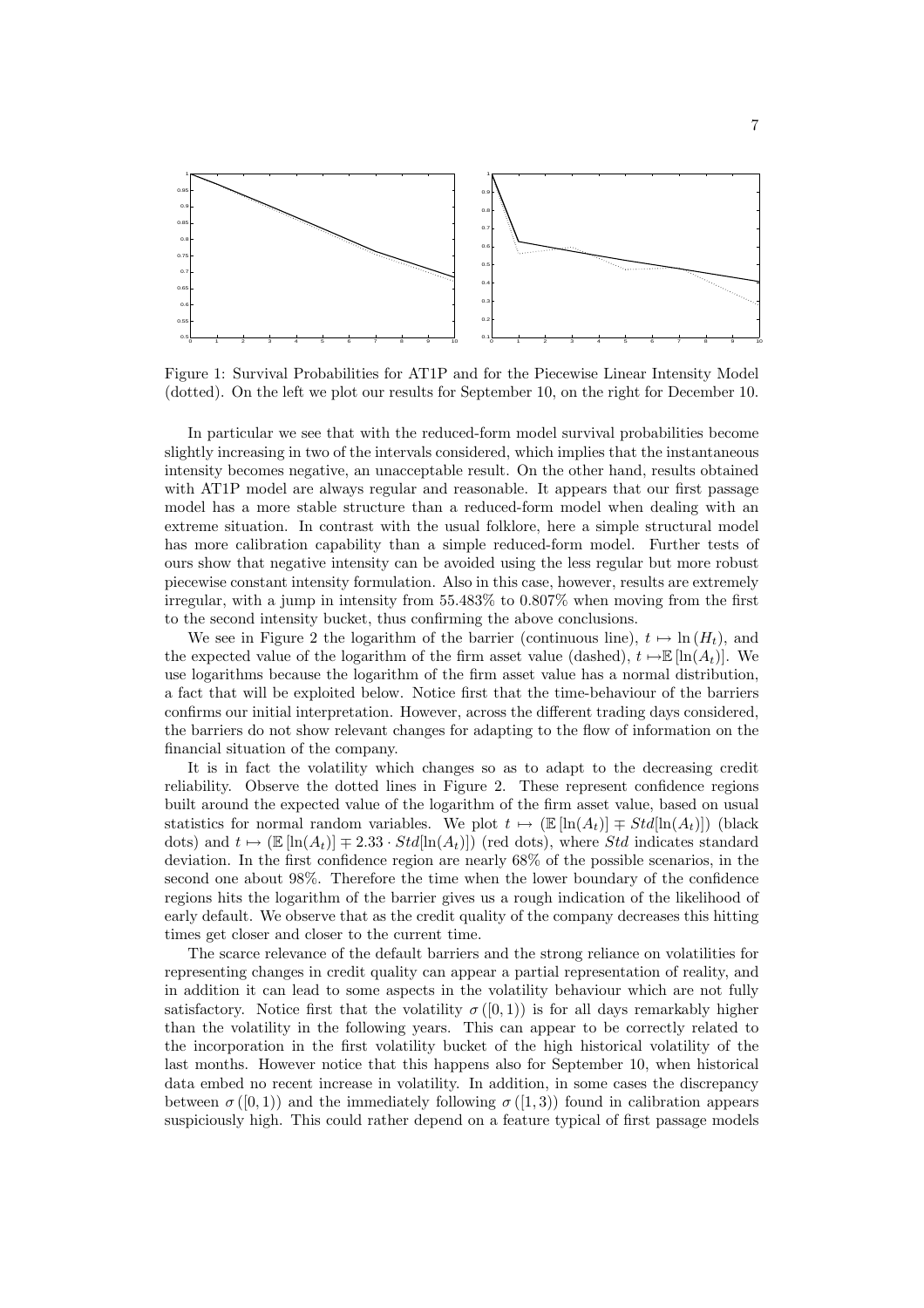Figure 1: Survival Probabilities for AT1P and for the Piecewise Linear Intensity Model (dotted). On the left we plot our results for September 10, on the right for December 10.

In particular we see that with the reduced-form model survival probabilities become slightly increasing in two of the intervals considered, which implies that the instantaneous intensity becomes negative, an unacceptable result. On the other hand, results obtained with AT1P model are always regular and reasonable. It appears that our first passage model has a more stable structure than a reduced-form model when dealing with an extreme situation. In contrast with the usual folklore, here a simple structural model has more calibration capability than a simple reduced-form model. Further tests of ours show that negative intensity can be avoided using the less regular but more robust piecewise constant intensity formulation. Also in this case, however, results are extremely irregular, with a jump in intensity from 55.483% to 0.807% when moving from the first to the second intensity bucket, thus confirming the above conclusions.

We see in Figure 2 the logarithm of the barrier (continuous line), $t \mapsto \ln(H_t)$, and the expected value of the logarithm of the firm asset value (dashed), $t \mapsto \mathbb{E}[\ln(A_t)]$. We use logarithms because the logarithm of the firm asset value has a normal distribution, a fact that will be exploited below. Notice first that the time-behaviour of the barriers confirms our initial interpretation. However, across the different trading days considered, the barriers do not show relevant changes for adapting to the flow of information on the financial situation of the company.

It is in fact the volatility which changes so as to adapt to the decreasing credit reliability. Observe the dotted lines in Figure 2. These represent confidence regions built around the expected value of the logarithm of the firm asset value, based on usual statistics for normal random variables. We plot $t \mapsto (\mathbb{E}[\ln(A_t)] \mp Std[\ln(A_t)])$ (black dots) and $t \mapsto (\mathbb{E}[\ln(A_t)] \mp 2.33 \cdot Std[\ln(A_t)])$ (red dots), where *Std* indicates standard deviation. In the first confidence region are nearly 68% of the possible scenarios, in the second one about 98%. Therefore the time when the lower boundary of the confidence regions hits the logarithm of the barrier gives us a rough indication of the likelihood of early default. We observe that as the credit quality of the company decreases this hitting times get closer and closer to the current time.

The scarce relevance of the default barriers and the strong reliance on volatilities for representing changes in credit quality can appear a partial representation of reality, and in addition it can lead to some aspects in the volatility behaviour which are not fully satisfactory. Notice first that the volatility $\sigma([0,1))$ is for all days remarkably higher than the volatility in the following years. This can appear to be correctly related to the incorporation in the first volatility bucket of the high historical volatility of the last months. However notice that this happens also for September 10, when historical data embed no recent increase in volatility. In addition, in some cases the discrepancy between $\sigma([0,1))$ and the immediately following $\sigma([1,3))$ found in calibration appears suspiciously high. This could rather depend on a feature typical of first passage models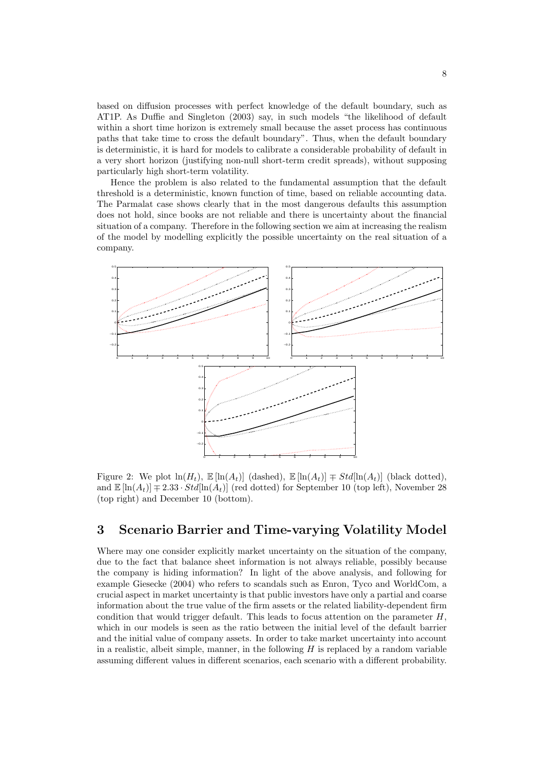based on diffusion processes with perfect knowledge of the default boundary, such as AT1P. As Duffie and Singleton (2003) say, in such models "the likelihood of default within a short time horizon is extremely small because the asset process has continuous paths that take time to cross the default boundary". Thus, when the default boundary is deterministic, it is hard for models to calibrate a considerable probability of default in a very short horizon (justifying non-null short-term credit spreads), without supposing particularly high short-term volatility.

Hence the problem is also related to the fundamental assumption that the default threshold is a deterministic, known function of time, based on reliable accounting data. The Parmalat case shows clearly that in the most dangerous defaults this assumption does not hold, since books are not reliable and there is uncertainty about the financial situation of a company. Therefore in the following section we aim at increasing the realism of the model by modelling explicitly the possible uncertainty on the real situation of a company.

Figure 2: We plot $\ln(H_t)$, $\mathbb{E}[\ln(A_t)]$ (dashed), $\mathbb{E}[\ln(A_t)] \mp Std[\ln(A_t)]$ (black dotted), and $\mathbb{E}[\ln(A_t)] \mp 2.33 \cdot Std[\ln(A_t)]$ (red dotted) for September 10 (top left), November 28 (top right) and December 10 (bottom).

## 3 Scenario Barrier and Time-varying Volatility Model

Where may one consider explicitly market uncertainty on the situation of the company, due to the fact that balance sheet information is not always reliable, possibly because the company is hiding information? In light of the above analysis, and following for example Giesecke (2004) who refers to scandals such as Enron, Tyco and WorldCom, a crucial aspect in market uncertainty is that public investors have only a partial and coarse information about the true value of the firm assets or the related liability-dependent firm condition that would trigger default. This leads to focus attention on the parameter $H$, which in our models is seen as the ratio between the initial level of the default barrier and the initial value of company assets. In order to take market uncertainty into account in a realistic, albeit simple, manner, in the following $H$ is replaced by a random variable assuming different values in different scenarios, each scenario with a different probability.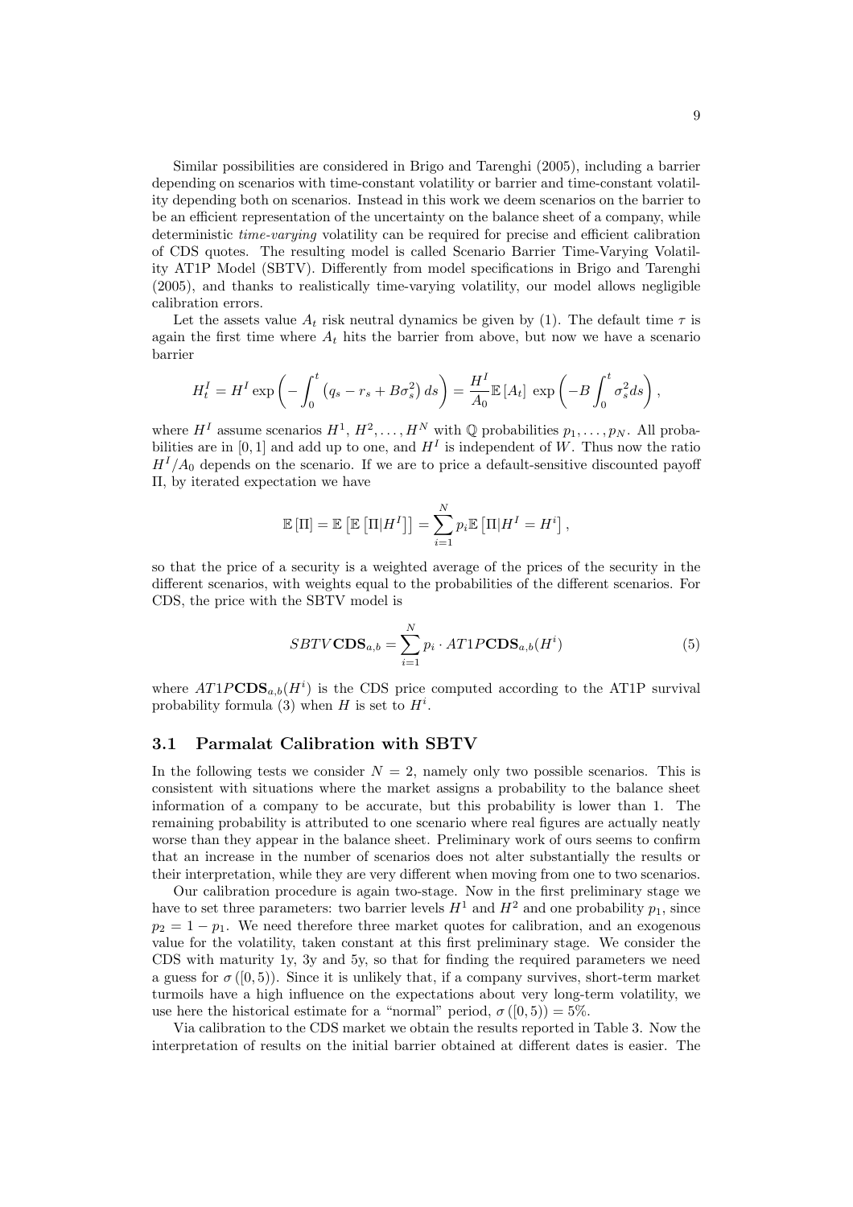Similar possibilities are considered in Brigo and Tarenghi (2005), including a barrier depending on scenarios with time-constant volatility or barrier and time-constant volatility depending both on scenarios. Instead in this work we deem scenarios on the barrier to be an efficient representation of the uncertainty on the balance sheet of a company, while deterministic *time-varying* volatility can be required for precise and efficient calibration of CDS quotes. The resulting model is called Scenario Barrier Time-Varying Volatility AT1P Model (SBTV). Differently from model specifications in Brigo and Tarenghi (2005), and thanks to realistically time-varying volatility, our model allows negligible calibration errors.

Let the assets value $A_t$ risk neutral dynamics be given by (1). The default time $\tau$ is again the first time where $A_t$ hits the barrier from above, but now we have a scenario barrier

$$H_t^I = H^I \exp\left(-\int_0^t \left(q_s - r_s + B\sigma_s^2\right) ds\right) = \frac{H^I}{A_0}\mathbb{E}\left[A_t\right]\, \exp\left(-B\int_0^t \sigma_s^2 ds\right),$$

where $H^I$ assume scenarios $H^1, H^2, \ldots, H^N$ with $\mathbb{Q}$ probabilities $p_1, \ldots, p_N$. All probabilities are in $[0,1]$ and add up to one, and $H^I$ is independent of $W$. Thus now the ratio $H^I/A_0$ depends on the scenario. If we are to price a default-sensitive discounted payoff $\Pi$, by iterated expectation we have

$$\mathbb{E}\left[\Pi\right] = \mathbb{E}\left[\mathbb{E}\left[\Pi|H^I\right]\right] = \sum_{i=1}^{N} p_i \mathbb{E}\left[\Pi|H^I = H^i\right],$$

so that the price of a security is a weighted average of the prices of the security in the different scenarios, with weights equal to the probabilities of the different scenarios. For CDS, the price with the SBTV model is

$$SBTV\mathbf{CDS}_{a,b} = \sum_{i=1}^{N} p_i \cdot AT1P\mathbf{CDS}_{a,b}(H^i) \tag{5}$$

where $AT1P\mathbf{CDS}_{a,b}(H^i)$ is the CDS price computed according to the AT1P survival probability formula (3) when $H$ is set to $H^i$.

### 3.1 Parmalat Calibration with SBTV

In the following tests we consider $N = 2$, namely only two possible scenarios. This is consistent with situations where the market assigns a probability to the balance sheet information of a company to be accurate, but this probability is lower than 1. The remaining probability is attributed to one scenario where real figures are actually neatly worse than they appear in the balance sheet. Preliminary work of ours seems to confirm that an increase in the number of scenarios does not alter substantially the results or their interpretation, while they are very different when moving from one to two scenarios.

Our calibration procedure is again two-stage. Now in the first preliminary stage we have to set three parameters: two barrier levels $H^1$ and $H^2$ and one probability $p_1$, since $p_2 = 1 - p_1$. We need therefore three market quotes for calibration, and an exogenous value for the volatility, taken constant at this first preliminary stage. We consider the CDS with maturity 1y, 3y and 5y, so that for finding the required parameters we need a guess for $\sigma\left([0,5)\right)$. Since it is unlikely that, if a company survives, short-term market turmoils have a high influence on the expectations about very long-term volatility, we use here the historical estimate for a "normal" period, $\sigma\left([0,5)\right) = 5\%$.

Via calibration to the CDS market we obtain the results reported in Table 3. Now the interpretation of results on the initial barrier obtained at different dates is easier. The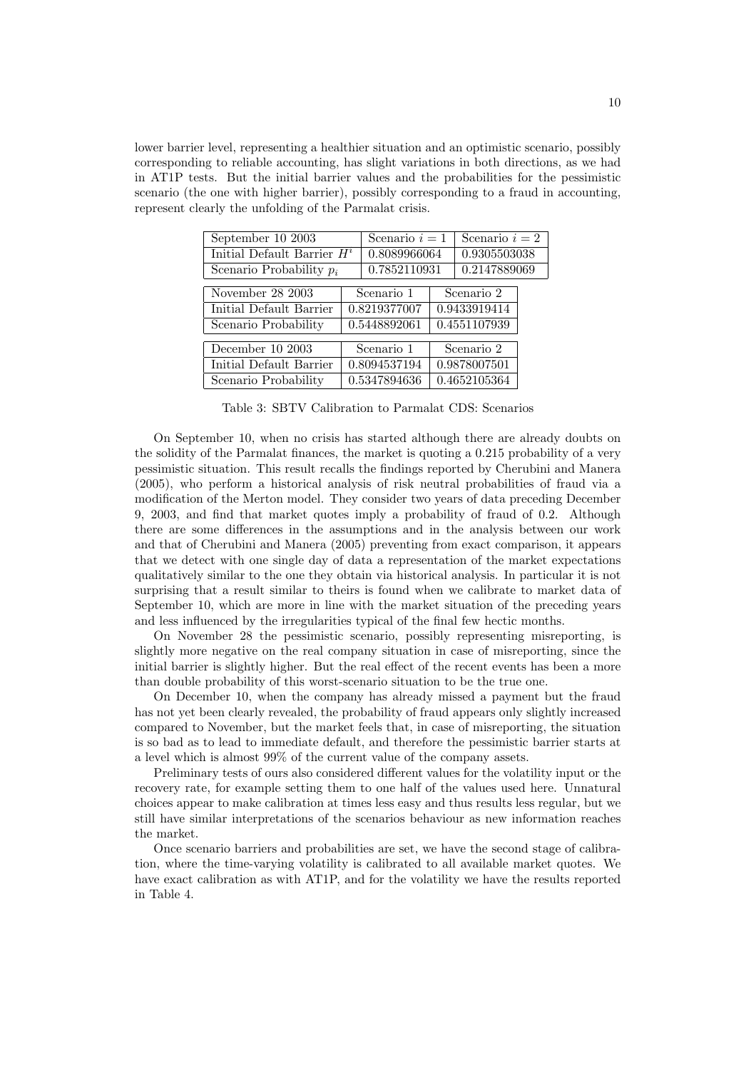lower barrier level, representing a healthier situation and an optimistic scenario, possibly corresponding to reliable accounting, has slight variations in both directions, as we had in AT1P tests. But the initial barrier values and the probabilities for the pessimistic scenario (the one with higher barrier), possibly corresponding to a fraud in accounting, represent clearly the unfolding of the Parmalat crisis.

| September 10 2003 | Scenario $i = 1$ | Scenario $i = 2$ |
|---|---|---|
| Initial Default Barrier $H^i$ | 0.8089966064 | 0.9305503038 |
| Scenario Probability $p_i$ | 0.7852110931 | 0.2147889069 |

| November 28 2003 | Scenario 1 | Scenario 2 |
|---|---|---|
| Initial Default Barrier | 0.8219377007 | 0.9433919414 |
| Scenario Probability | 0.5448892061 | 0.4551107939 |

| December 10 2003 | Scenario 1 | Scenario 2 |
|---|---|---|
| Initial Default Barrier | 0.8094537194 | 0.9878007501 |
| Scenario Probability | 0.5347894636 | 0.4652105364 |

Table 3: SBTV Calibration to Parmalat CDS: Scenarios

On September 10, when no crisis has started although there are already doubts on the solidity of the Parmalat finances, the market is quoting a 0.215 probability of a very pessimistic situation. This result recalls the findings reported by Cherubini and Manera (2005), who perform a historical analysis of risk neutral probabilities of fraud via a modification of the Merton model. They consider two years of data preceding December 9, 2003, and find that market quotes imply a probability of fraud of 0.2. Although there are some differences in the assumptions and in the analysis between our work and that of Cherubini and Manera (2005) preventing from exact comparison, it appears that we detect with one single day of data a representation of the market expectations qualitatively similar to the one they obtain via historical analysis. In particular it is not surprising that a result similar to theirs is found when we calibrate to market data of September 10, which are more in line with the market situation of the preceding years and less influenced by the irregularities typical of the final few hectic months.

On November 28 the pessimistic scenario, possibly representing misreporting, is slightly more negative on the real company situation in case of misreporting, since the initial barrier is slightly higher. But the real effect of the recent events has been a more than double probability of this worst-scenario situation to be the true one.

On December 10, when the company has already missed a payment but the fraud has not yet been clearly revealed, the probability of fraud appears only slightly increased compared to November, but the market feels that, in case of misreporting, the situation is so bad as to lead to immediate default, and therefore the pessimistic barrier starts at a level which is almost 99% of the current value of the company assets.

Preliminary tests of ours also considered different values for the volatility input or the recovery rate, for example setting them to one half of the values used here. Unnatural choices appear to make calibration at times less easy and thus results less regular, but we still have similar interpretations of the scenarios behaviour as new information reaches the market.

Once scenario barriers and probabilities are set, we have the second stage of calibration, where the time-varying volatility is calibrated to all available market quotes. We have exact calibration as with AT1P, and for the volatility we have the results reported in Table 4.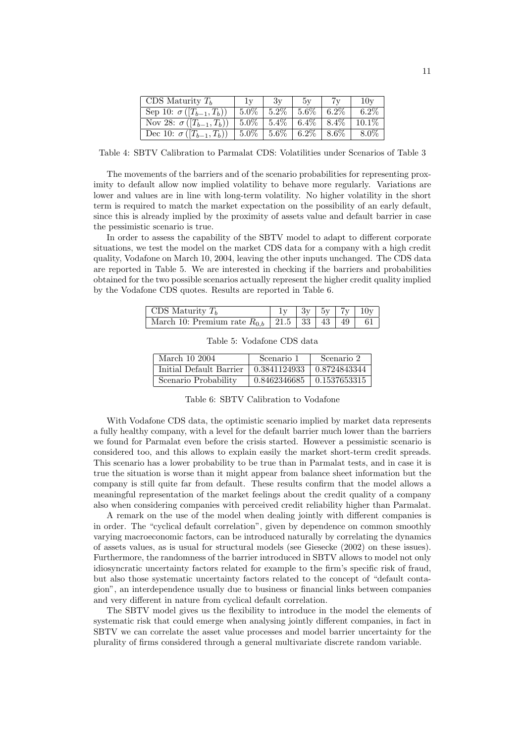| CDS Maturity $T_b$ | 1y | 3y | 5y | 7y | 10y |
|---|---|---|---|---|---|
| Sep 10: $\sigma([T_{b-1}, T_b))$ | 5.0% | 5.2% | 5.6% | 6.2% | 6.2% |
| Nov 28: $\sigma([T_{b-1}, T_b))$ | 5.0% | 5.4% | 6.4% | 8.4% | 10.1% |
| Dec 10: $\sigma([T_{b-1}, T_b))$ | 5.0% | 5.6% | 6.2% | 8.6% | 8.0% |

Table 4: SBTV Calibration to Parmalat CDS: Volatilities under Scenarios of Table 3

The movements of the barriers and of the scenario probabilities for representing proximity to default allow now implied volatility to behave more regularly. Variations are lower and values are in line with long-term volatility. No higher volatility in the short term is required to match the market expectation on the possibility of an early default, since this is already implied by the proximity of assets value and default barrier in case the pessimistic scenario is true.

In order to assess the capability of the SBTV model to adapt to different corporate situations, we test the model on the market CDS data for a company with a high credit quality, Vodafone on March 10, 2004, leaving the other inputs unchanged. The CDS data are reported in Table 5. We are interested in checking if the barriers and probabilities obtained for the two possible scenarios actually represent the higher credit quality implied by the Vodafone CDS quotes. Results are reported in Table 6.

| CDS Maturity $T_b$ | 1y | 3y | 5y | 7y | 10y |
|---|---|---|---|---|---|
| March 10: Premium rate $R_{0,b}$ | 21.5 | 33 | 43 | 49 | 61 |

Table 5: Vodafone CDS data

| March 10 2004 | Scenario 1 | Scenario 2 |
|---|---|---|
| Initial Default Barrier | 0.3841124933 | 0.8724843344 |
| Scenario Probability | 0.8462346685 | 0.1537653315 |

Table 6: SBTV Calibration to Vodafone

With Vodafone CDS data, the optimistic scenario implied by market data represents a fully healthy company, with a level for the default barrier much lower than the barriers we found for Parmalat even before the crisis started. However a pessimistic scenario is considered too, and this allows to explain easily the market short-term credit spreads. This scenario has a lower probability to be true than in Parmalat tests, and in case it is true the situation is worse than it might appear from balance sheet information but the company is still quite far from default. These results confirm that the model allows a meaningful representation of the market feelings about the credit quality of a company also when considering companies with perceived credit reliability higher than Parmalat.

A remark on the use of the model when dealing jointly with different companies is in order. The "cyclical default correlation", given by dependence on common smoothly varying macroeconomic factors, can be introduced naturally by correlating the dynamics of assets values, as is usual for structural models (see Giesecke (2002) on these issues). Furthermore, the randomness of the barrier introduced in SBTV allows to model not only idiosyncratic uncertainty factors related for example to the firm's specific risk of fraud, but also those systematic uncertainty factors related to the concept of "default contagion", an interdependence usually due to business or financial links between companies and very different in nature from cyclical default correlation.

The SBTV model gives us the flexibility to introduce in the model the elements of systematic risk that could emerge when analysing jointly different companies, in fact in SBTV we can correlate the asset value processes and model barrier uncertainty for the plurality of firms considered through a general multivariate discrete random variable.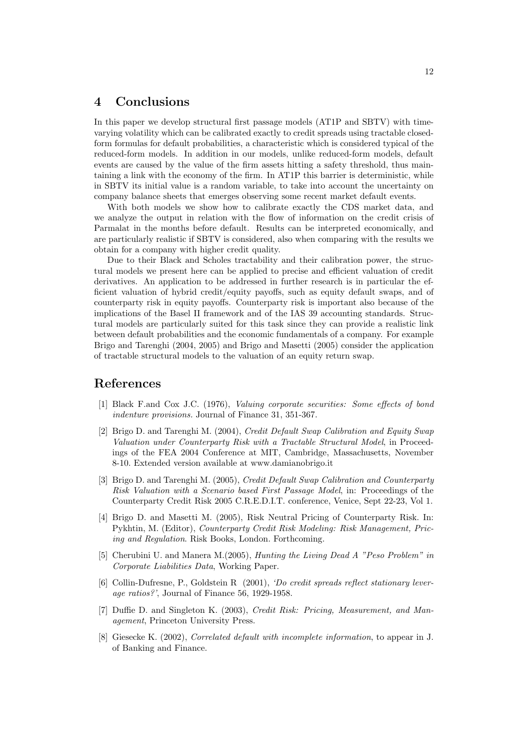# 4 Conclusions

In this paper we develop structural first passage models (AT1P and SBTV) with time-varying volatility which can be calibrated exactly to credit spreads using tractable closed-form formulas for default probabilities, a characteristic which is considered typical of the reduced-form models. In addition in our models, unlike reduced-form models, default events are caused by the value of the firm assets hitting a safety threshold, thus maintaining a link with the economy of the firm. In AT1P this barrier is deterministic, while in SBTV its initial value is a random variable, to take into account the uncertainty on company balance sheets that emerges observing some recent market default events.

With both models we show how to calibrate exactly the CDS market data, and we analyze the output in relation with the flow of information on the credit crisis of Parmalat in the months before default. Results can be interpreted economically, and are particularly realistic if SBTV is considered, also when comparing with the results we obtain for a company with higher credit quality.

Due to their Black and Scholes tractability and their calibration power, the structural models we present here can be applied to precise and efficient valuation of credit derivatives. An application to be addressed in further research is in particular the efficient valuation of hybrid credit/equity payoffs, such as equity default swaps, and of counterparty risk in equity payoffs. Counterparty risk is important also because of the implications of the Basel II framework and of the IAS 39 accounting standards. Structural models are particularly suited for this task since they can provide a realistic link between default probabilities and the economic fundamentals of a company. For example Brigo and Tarenghi (2004, 2005) and Brigo and Masetti (2005) consider the application of tractable structural models to the valuation of an equity return swap.

# References

[1] Black F.and Cox J.C. (1976), *Valuing corporate securities: Some effects of bond indenture provisions.* Journal of Finance 31, 351-367.

[2] Brigo D. and Tarenghi M. (2004), *Credit Default Swap Calibration and Equity Swap Valuation under Counterparty Risk with a Tractable Structural Model*, in Proceedings of the FEA 2004 Conference at MIT, Cambridge, Massachusetts, November 8-10. Extended version available at www.damianobrigo.it

[3] Brigo D. and Tarenghi M. (2005), *Credit Default Swap Calibration and Counterparty Risk Valuation with a Scenario based First Passage Model*, in: Proceedings of the Counterparty Credit Risk 2005 C.R.E.D.I.T. conference, Venice, Sept 22-23, Vol 1.

[4] Brigo D. and Masetti M. (2005), Risk Neutral Pricing of Counterparty Risk. In: Pykhtin, M. (Editor), *Counterparty Credit Risk Modeling: Risk Management, Pricing and Regulation*. Risk Books, London. Forthcoming.

[5] Cherubini U. and Manera M.(2005), *Hunting the Living Dead A "Peso Problem" in Corporate Liabilities Data*, Working Paper.

[6] Collin-Dufresne, P., Goldstein R (2001), *'Do credit spreads reflect stationary leverage ratios?'*, Journal of Finance 56, 1929-1958.

[7] Duffie D. and Singleton K. (2003), *Credit Risk: Pricing, Measurement, and Management*, Princeton University Press.

[8] Giesecke K. (2002), *Correlated default with incomplete information*, to appear in J. of Banking and Finance.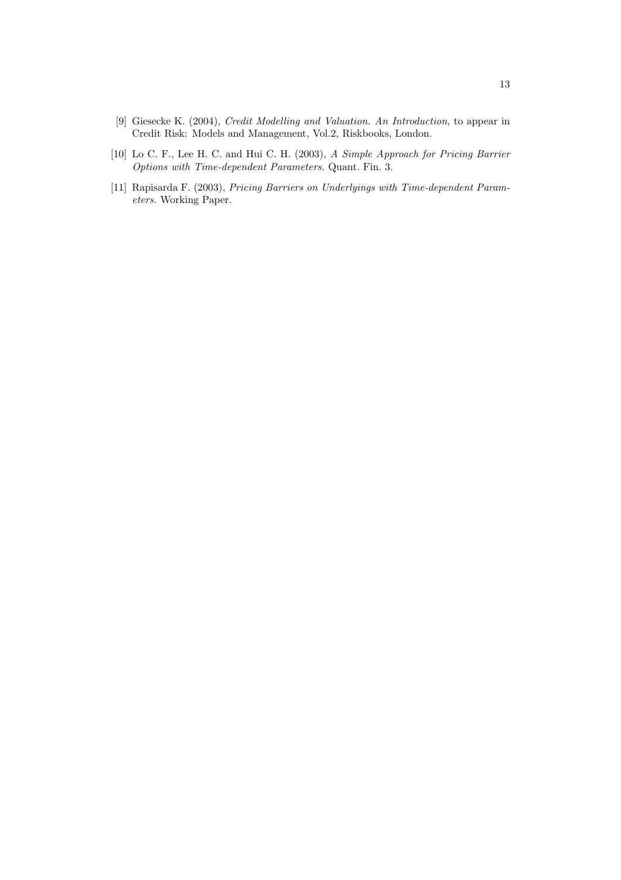[9] Giesecke K. (2004), *Credit Modelling and Valuation. An Introduction*, to appear in Credit Risk: Models and Management, Vol.2, Riskbooks, London.

[10] Lo C. F., Lee H. C. and Hui C. H. (2003), *A Simple Approach for Pricing Barrier Options with Time-dependent Parameters*. Quant. Fin. 3.

[11] Rapisarda F. (2003), *Pricing Barriers on Underlyings with Time-dependent Parameters*. Working Paper.